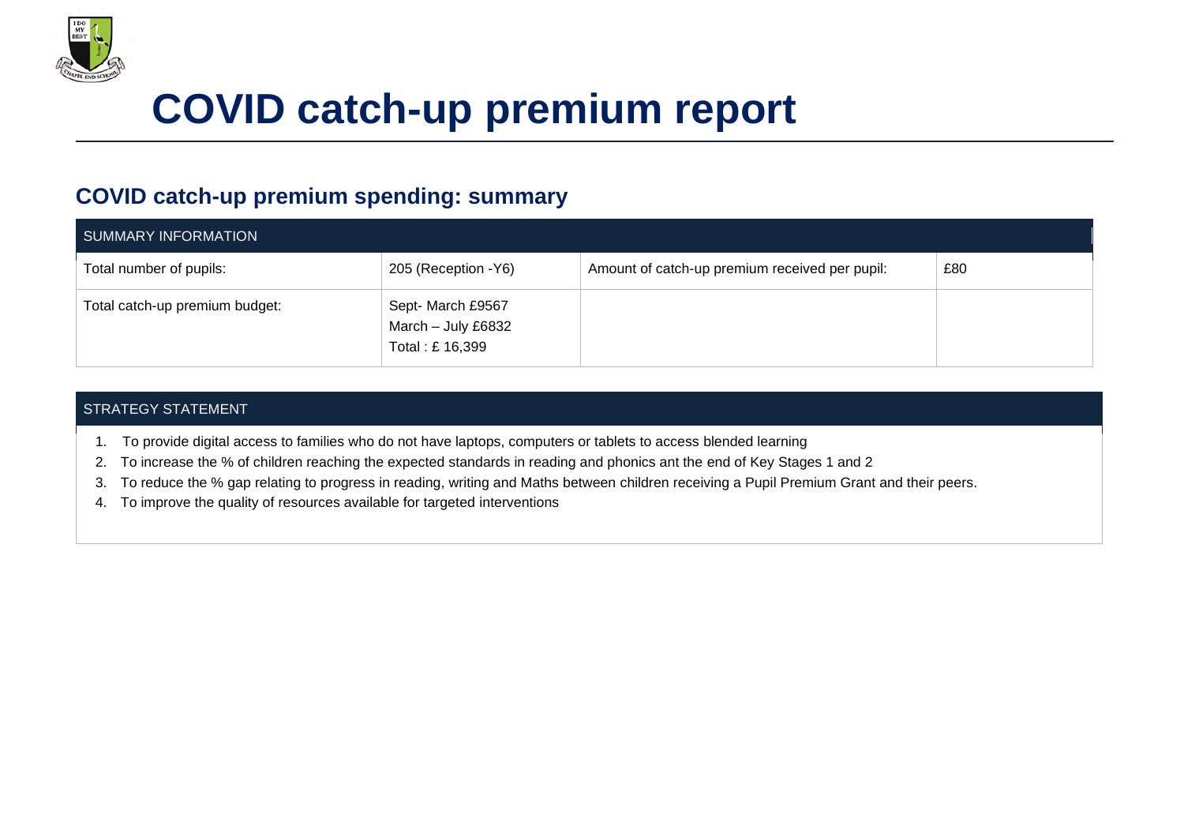# COVID catch-up premium report

## COVID catch-up premium spending: summary

| SUMMARY INFORMATION | | | |
|---|---|---|---|
| Total number of pupils: | 205 (Reception -Y6) | Amount of catch-up premium received per pupil: | £80 |
| Total catch-up premium budget: | Sept- March £9567<br>March – July £6832<br>Total : £ 16,399 | | |

| STRATEGY STATEMENT |
|---|
| 1. To provide digital access to families who do not have laptops, computers or tablets to access blended learning<br>2. To increase the % of children reaching the expected standards in reading and phonics ant the end of Key Stages 1 and 2<br>3. To reduce the % gap relating to progress in reading, writing and Maths between children receiving a Pupil Premium Grant and their peers.<br>4. To improve the quality of resources available for targeted interventions |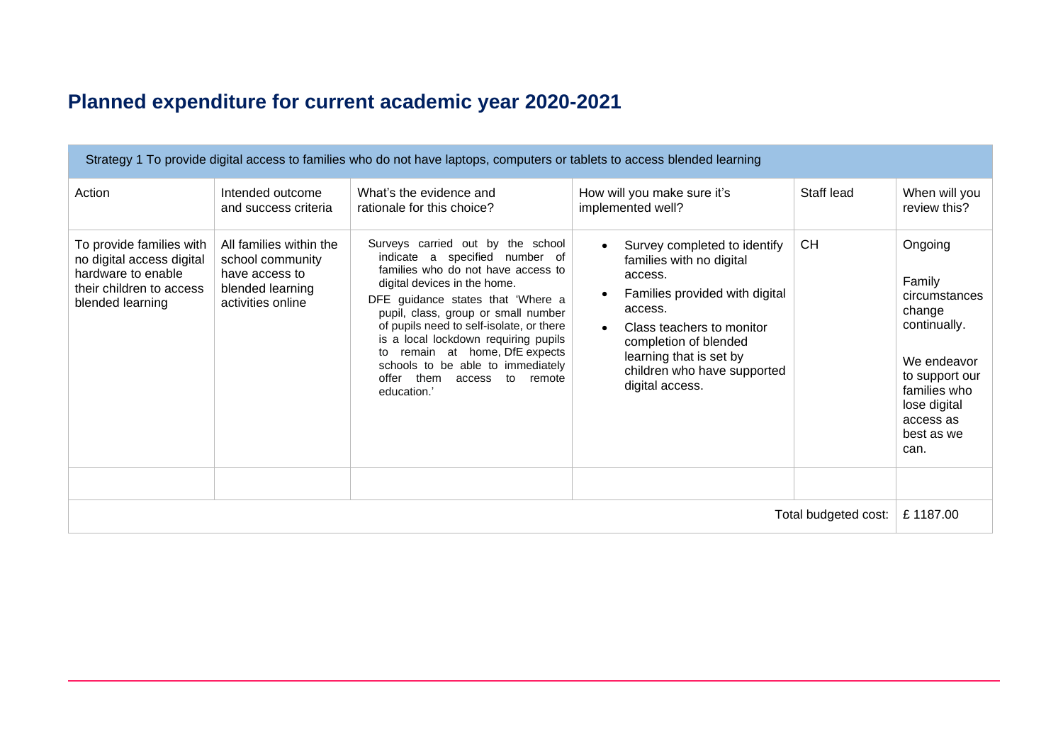## Planned expenditure for current academic year 2020-2021

| Strategy 1 To provide digital access to families who do not have laptops, computers or tablets to access blended learning | | | | | |
|---|---|---|---|---|---|
| Action | Intended outcome and success criteria | What's the evidence and rationale for this choice? | How will you make sure it's implemented well? | Staff lead | When will you review this? |
| To provide families with no digital access digital hardware to enable their children to access blended learning | All families within the school community have access to blended learning activities online | Surveys carried out by the school indicate a specified number of families who do not have access to digital devices in the home.<br>DFE guidance states that 'Where a pupil, class, group or small number of pupils need to self-isolate, or there is a local lockdown requiring pupils to remain at home, DfE expects schools to be able to immediately offer them access to remote education.' | • Survey completed to identify families with no digital access.<br>• Families provided with digital access.<br>• Class teachers to monitor completion of blended learning that is set by children who have supported digital access. | CH | Ongoing<br><br>Family circumstances change continually.<br><br>We endeavor to support our families who lose digital access as best as we can. |
| | | | | | |
| | | | | Total budgeted cost: | £ 1187.00 |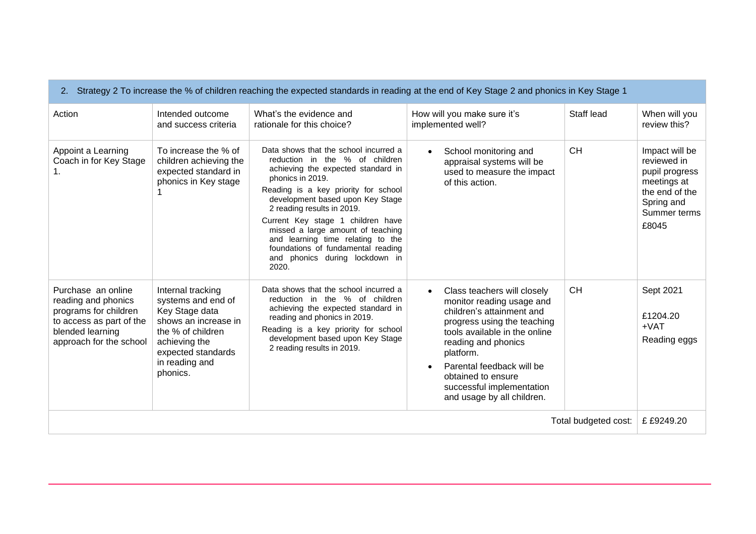| 2. Strategy 2 To increase the % of children reaching the expected standards in reading at the end of Key Stage 2 and phonics in Key Stage 1 | | | | | |
|---|---|---|---|---|---|
| Action | Intended outcome and success criteria | What's the evidence and rationale for this choice? | How will you make sure it's implemented well? | Staff lead | When will you review this? |
| Appoint a Learning Coach in for Key Stage 1. | To increase the % of children achieving the expected standard in phonics in Key stage 1 | Data shows that the school incurred a reduction in the % of children achieving the expected standard in phonics in 2019.<br>Reading is a key priority for school development based upon Key Stage 2 reading results in 2019.<br>Current Key stage 1 children have missed a large amount of teaching and learning time relating to the foundations of fundamental reading and phonics during lockdown in 2020. | • School monitoring and appraisal systems will be used to measure the impact of this action. | CH | Impact will be reviewed in pupil progress meetings at the end of the Spring and Summer terms<br>£8045 |
| Purchase an online reading and phonics programs for children to access as part of the blended learning approach for the school | Internal tracking systems and end of Key Stage data shows an increase in the % of children achieving the expected standards in reading and phonics. | Data shows that the school incurred a reduction in the % of children achieving the expected standard in reading and phonics in 2019.<br>Reading is a key priority for school development based upon Key Stage 2 reading results in 2019. | • Class teachers will closely monitor reading usage and children's attainment and progress using the teaching tools available in the online reading and phonics platform.<br>• Parental feedback will be obtained to ensure successful implementation and usage by all children. | CH | Sept 2021<br>£1204.20 +VAT<br>Reading eggs |
| | | | | Total budgeted cost: | £ £9249.20 |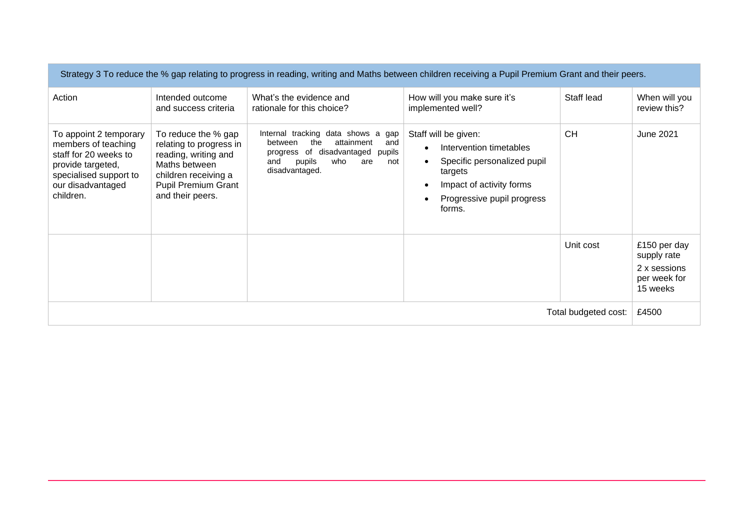| Strategy 3 To reduce the % gap relating to progress in reading, writing and Maths between children receiving a Pupil Premium Grant and their peers. | | | | | |
|---|---|---|---|---|---|
| Action | Intended outcome and success criteria | What's the evidence and rationale for this choice? | How will you make sure it's implemented well? | Staff lead | When will you review this? |
| To appoint 2 temporary members of teaching staff for 20 weeks to provide targeted, specialised support to our disadvantaged children. | To reduce the % gap relating to progress in reading, writing and Maths between children receiving a Pupil Premium Grant and their peers. | Internal tracking data shows a gap between the attainment and progress of disadvantaged pupils and pupils who are not disadvantaged. | Staff will be given:<br>• Intervention timetables<br>• Specific personalized pupil targets<br>• Impact of activity forms<br>• Progressive pupil progress forms. | CH | June 2021 |
| | | | | Unit cost | £150 per day supply rate<br>2 x sessions per week for 15 weeks |
| | | | | Total budgeted cost: | £4500 |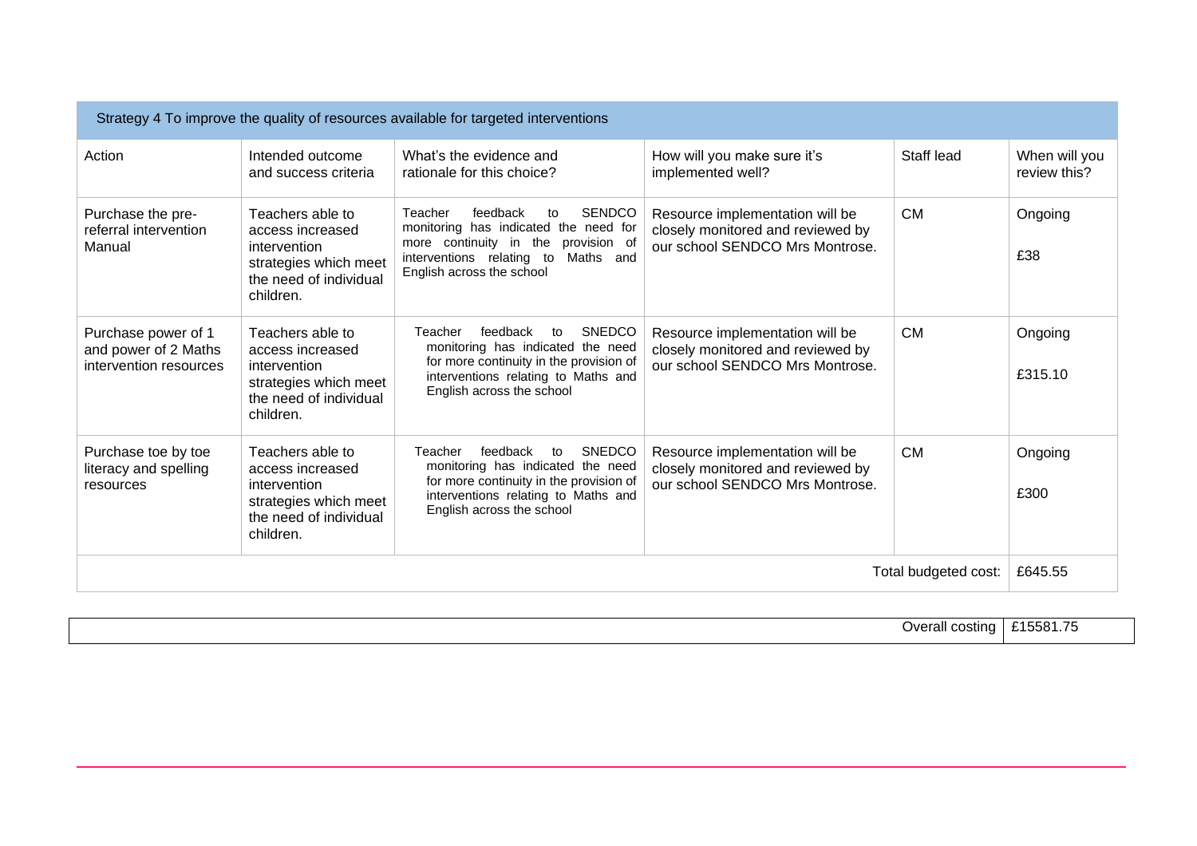| Strategy 4 To improve the quality of resources available for targeted interventions | | | | | |
|---|---|---|---|---|---|
| Action | Intended outcome and success criteria | What's the evidence and rationale for this choice? | How will you make sure it's implemented well? | Staff lead | When will you review this? |
| Purchase the pre-referral intervention Manual | Teachers able to access increased intervention strategies which meet the need of individual children. | Teacher feedback to SENDCO monitoring has indicated the need for more continuity in the provision of interventions relating to Maths and English across the school | Resource implementation will be closely monitored and reviewed by our school SENDCO Mrs Montrose. | CM | Ongoing<br><br>£38 |
| Purchase power of 1 and power of 2 Maths intervention resources | Teachers able to access increased intervention strategies which meet the need of individual children. | Teacher feedback to SNEDCO monitoring has indicated the need for more continuity in the provision of interventions relating to Maths and English across the school | Resource implementation will be closely monitored and reviewed by our school SENDCO Mrs Montrose. | CM | Ongoing<br><br>£315.10 |
| Purchase toe by toe literacy and spelling resources | Teachers able to access increased intervention strategies which meet the need of individual children. | Teacher feedback to SNEDCO monitoring has indicated the need for more continuity in the provision of interventions relating to Maths and English across the school | Resource implementation will be closely monitored and reviewed by our school SENDCO Mrs Montrose. | CM | Ongoing<br><br>£300 |
| | | | | Total budgeted cost: | £645.55 |

| | |
|---|---|
| Overall costing | £15581.75 |